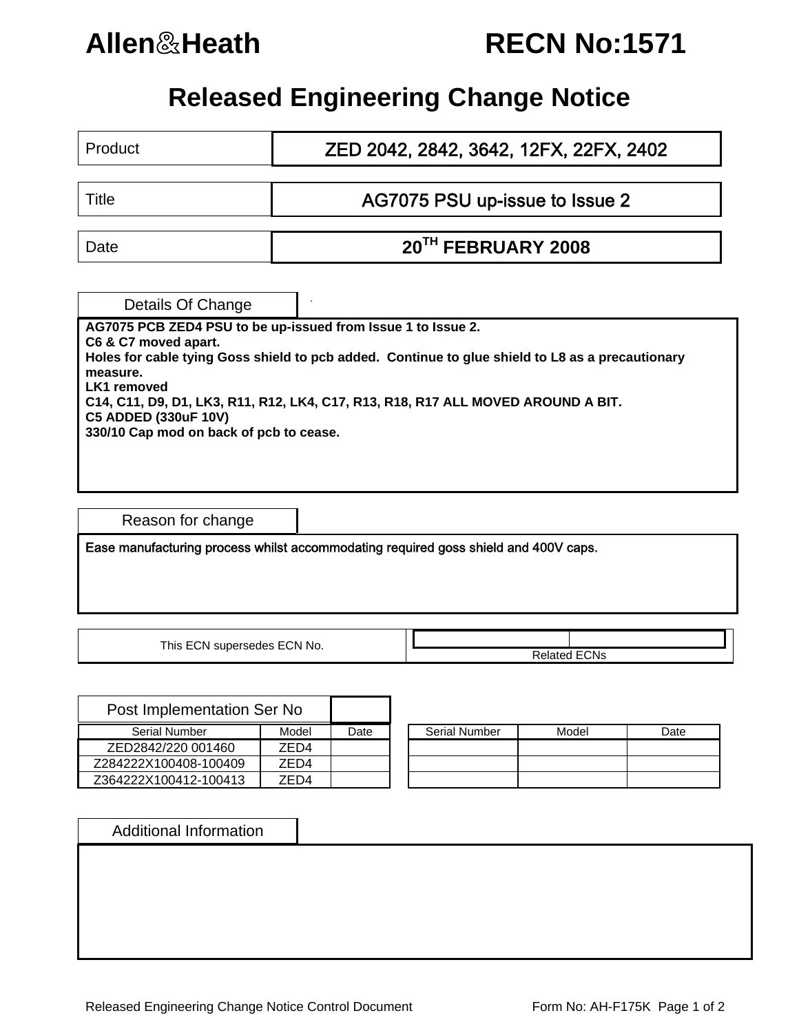# Allen&Heath RECN No:1571

## Released Engineering Change Notice

| | |
|---|---|
| Product | ZED 2042, 2842, 3642, 12FX, 22FX, 2402 |
| Title | AG7075 PSU up-issue to Issue 2 |
| Date | 20TH FEBRUARY 2008 |

### Details Of Change

**AG7075 PCB ZED4 PSU to be up-issued from Issue 1 to Issue 2.**
**C6 & C7 moved apart.**
**Holes for cable tying Goss shield to pcb added. Continue to glue shield to L8 as a precautionary measure.**
**LK1 removed**
**C14, C11, D9, D1, LK3, R11, R12, LK4, C17, R13, R18, R17 ALL MOVED AROUND A BIT.**
**C5 ADDED (330uF 10V)**
**330/10 Cap mod on back of pcb to cease.**

### Reason for change

Ease manufacturing process whilst accommodating required goss shield and 400V caps.

| This ECN supersedes ECN No. | Related ECNs |
|---|---|
| | |

### Post Implementation Ser No

| Serial Number | Model | Date | | Serial Number | Model | Date |
|---|---|---|---|---|---|---|
| ZED2842/220 001460 | ZED4 | | | | | |
| Z284222X100408-100409 | ZED4 | | | | | |
| Z364222X100412-100413 | ZED4 | | | | | |

### Additional Information

Released Engineering Change Notice Control Document Form No: AH-F175K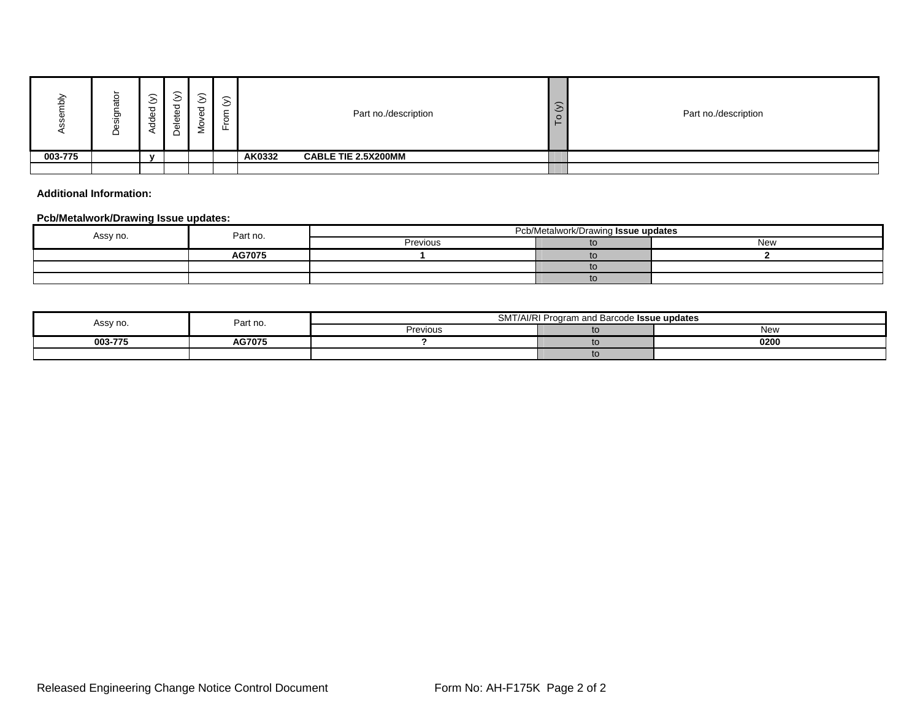| Assembly | Designator | Added (y) | Deleted (y) | Moved (y) | From (y) | Part no./description | To (y) | Part no./description |
|---|---|---|---|---|---|---|---|---|
| 003-775 | | y | | | | AK0332 CABLE TIE 2.5X200MM | | |
| | | | | | | | | |

**Additional Information:**

**Pcb/Metalwork/Drawing Issue updates:**

| Assy no. | Part no. | Pcb/Metalwork/Drawing **Issue updates** | | |
|---|---|---|---|---|
| | | Previous | to | New |
| | AG7075 | 1 | to | 2 |
| | | | to | |
| | | | to | |

| Assy no. | Part no. | SMT/AI/RI Program and Barcode **Issue updates** | | |
|---|---|---|---|---|
| | | Previous | to | New |
| 003-775 | AG7075 | ? | to | 0200 |
| | | | to | |

Released Engineering Change Notice Control Document Form No: AH-F175K